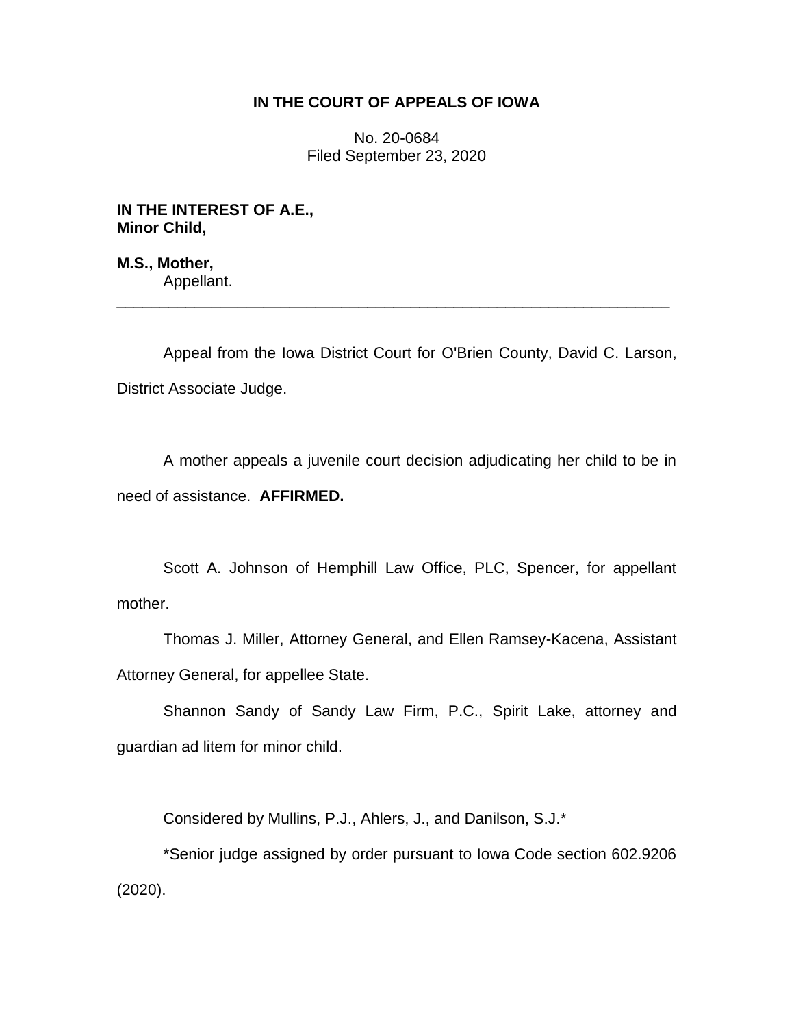**IN THE COURT OF APPEALS OF IOWA**

No. 20-0684
Filed September 23, 2020

**IN THE INTEREST OF A.E.,**
**Minor Child,**

**M.S., Mother,**
Appellant.

---

Appeal from the Iowa District Court for O'Brien County, David C. Larson, District Associate Judge.

A mother appeals a juvenile court decision adjudicating her child to be in need of assistance. **AFFIRMED.**

Scott A. Johnson of Hemphill Law Office, PLC, Spencer, for appellant mother.

Thomas J. Miller, Attorney General, and Ellen Ramsey-Kacena, Assistant Attorney General, for appellee State.

Shannon Sandy of Sandy Law Firm, P.C., Spirit Lake, attorney and guardian ad litem for minor child.

Considered by Mullins, P.J., Ahlers, J., and Danilson, S.J.*

*Senior judge assigned by order pursuant to Iowa Code section 602.9206 (2020).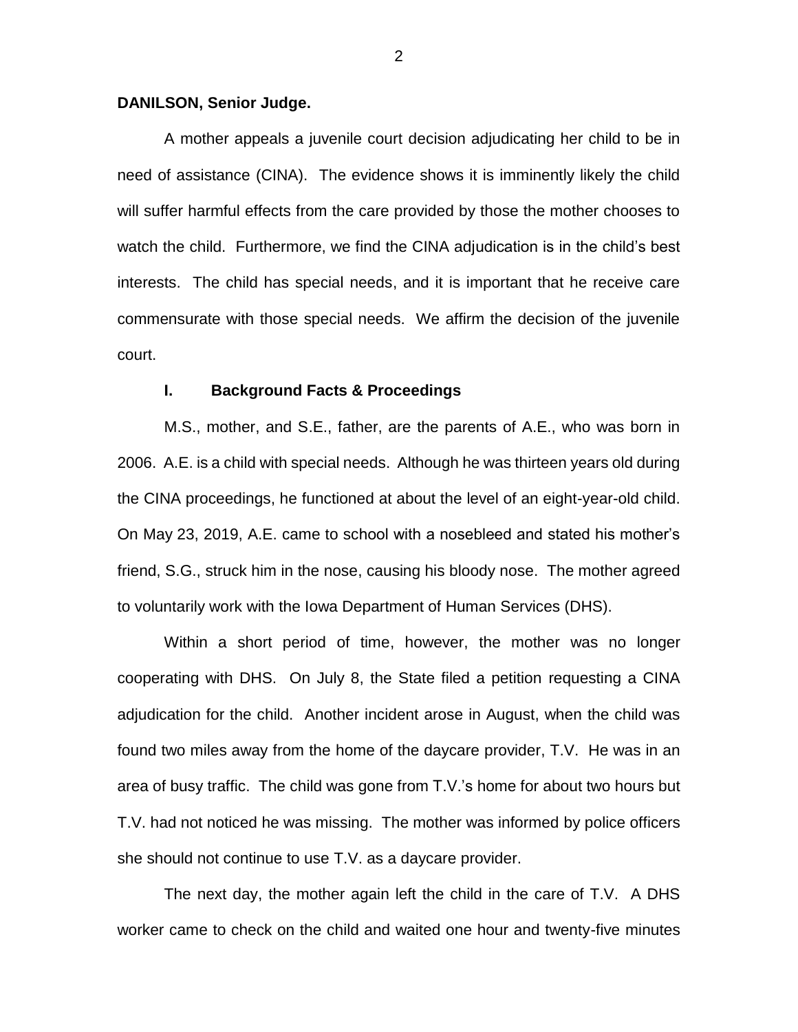**DANILSON, Senior Judge.**

A mother appeals a juvenile court decision adjudicating her child to be in need of assistance (CINA). The evidence shows it is imminently likely the child will suffer harmful effects from the care provided by those the mother chooses to watch the child. Furthermore, we find the CINA adjudication is in the child's best interests. The child has special needs, and it is important that he receive care commensurate with those special needs. We affirm the decision of the juvenile court.

## I. Background Facts & Proceedings

M.S., mother, and S.E., father, are the parents of A.E., who was born in 2006. A.E. is a child with special needs. Although he was thirteen years old during the CINA proceedings, he functioned at about the level of an eight-year-old child. On May 23, 2019, A.E. came to school with a nosebleed and stated his mother's friend, S.G., struck him in the nose, causing his bloody nose. The mother agreed to voluntarily work with the Iowa Department of Human Services (DHS).

Within a short period of time, however, the mother was no longer cooperating with DHS. On July 8, the State filed a petition requesting a CINA adjudication for the child. Another incident arose in August, when the child was found two miles away from the home of the daycare provider, T.V. He was in an area of busy traffic. The child was gone from T.V.'s home for about two hours but T.V. had not noticed he was missing. The mother was informed by police officers she should not continue to use T.V. as a daycare provider.

The next day, the mother again left the child in the care of T.V. A DHS worker came to check on the child and waited one hour and twenty-five minutes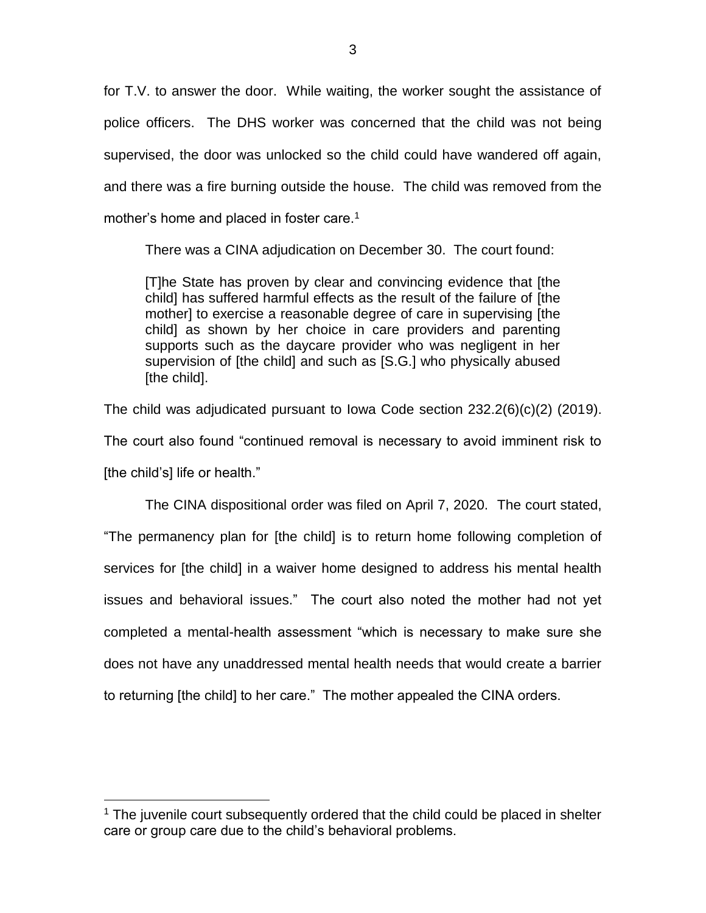for T.V. to answer the door. While waiting, the worker sought the assistance of police officers. The DHS worker was concerned that the child was not being supervised, the door was unlocked so the child could have wandered off again, and there was a fire burning outside the house. The child was removed from the mother's home and placed in foster care.[1]

There was a CINA adjudication on December 30. The court found:

> [T]he State has proven by clear and convincing evidence that [the child] has suffered harmful effects as the result of the failure of [the mother] to exercise a reasonable degree of care in supervising [the child] as shown by her choice in care providers and parenting supports such as the daycare provider who was negligent in her supervision of [the child] and such as [S.G.] who physically abused [the child].

The child was adjudicated pursuant to Iowa Code section 232.2(6)(c)(2) (2019). The court also found "continued removal is necessary to avoid imminent risk to [the child's] life or health."

The CINA dispositional order was filed on April 7, 2020. The court stated, "The permanency plan for [the child] is to return home following completion of services for [the child] in a waiver home designed to address his mental health issues and behavioral issues." The court also noted the mother had not yet completed a mental-health assessment "which is necessary to make sure she does not have any unaddressed mental health needs that would create a barrier to returning [the child] to her care." The mother appealed the CINA orders.

[1] The juvenile court subsequently ordered that the child could be placed in shelter care or group care due to the child's behavioral problems.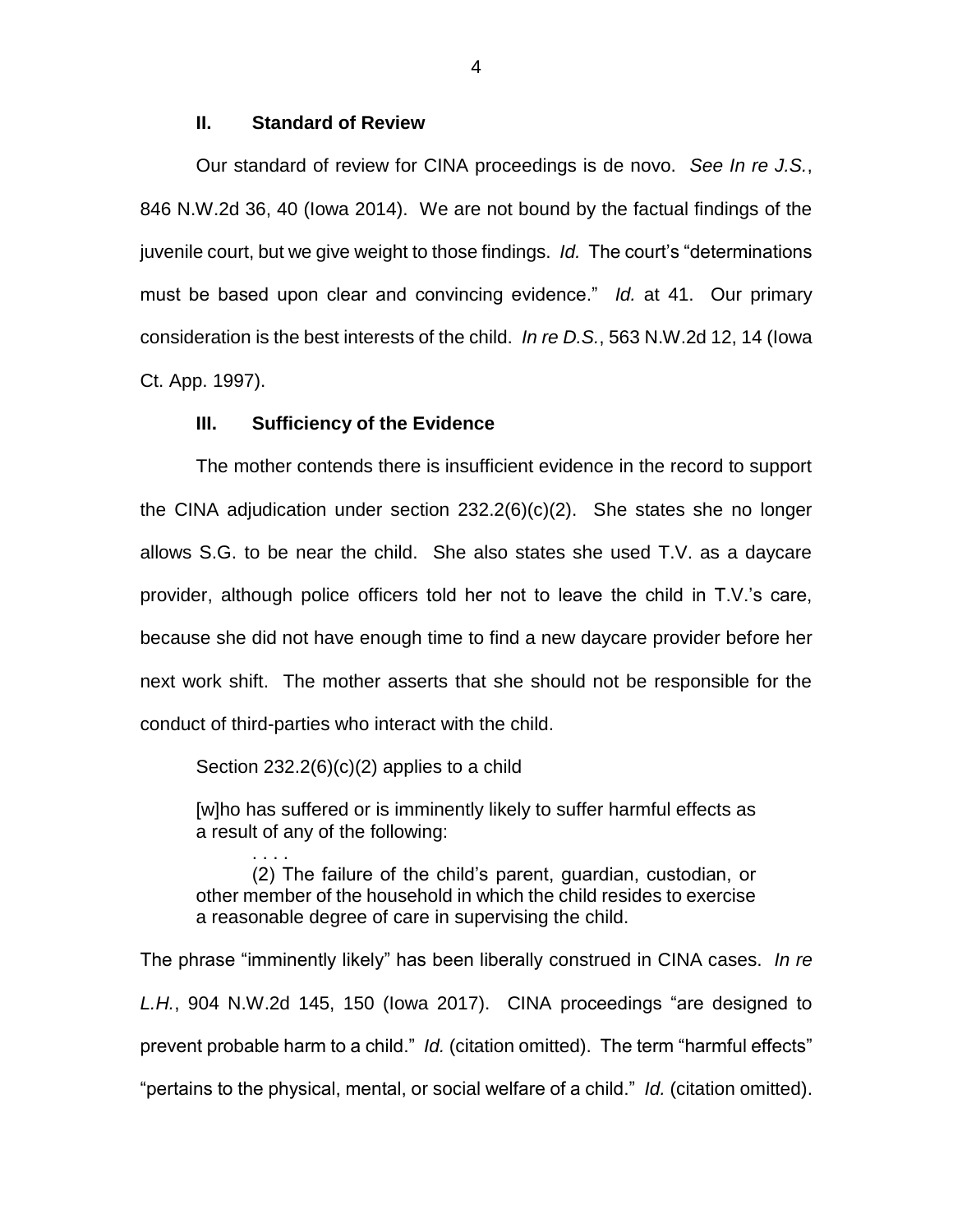## II. Standard of Review

Our standard of review for CINA proceedings is de novo. *See In re J.S.*, 846 N.W.2d 36, 40 (Iowa 2014). We are not bound by the factual findings of the juvenile court, but we give weight to those findings. *Id.* The court's "determinations must be based upon clear and convincing evidence." *Id.* at 41. Our primary consideration is the best interests of the child. *In re D.S.*, 563 N.W.2d 12, 14 (Iowa Ct. App. 1997).

## III. Sufficiency of the Evidence

The mother contends there is insufficient evidence in the record to support the CINA adjudication under section 232.2(6)(c)(2). She states she no longer allows S.G. to be near the child. She also states she used T.V. as a daycare provider, although police officers told her not to leave the child in T.V.'s care, because she did not have enough time to find a new daycare provider before her next work shift. The mother asserts that she should not be responsible for the conduct of third-parties who interact with the child.

Section 232.2(6)(c)(2) applies to a child

> [w]ho has suffered or is imminently likely to suffer harmful effects as a result of any of the following:
>
> . . . .
>
> (2) The failure of the child's parent, guardian, custodian, or other member of the household in which the child resides to exercise a reasonable degree of care in supervising the child.

The phrase "imminently likely" has been liberally construed in CINA cases. *In re L.H.*, 904 N.W.2d 145, 150 (Iowa 2017). CINA proceedings "are designed to prevent probable harm to a child." *Id.* (citation omitted). The term "harmful effects" "pertains to the physical, mental, or social welfare of a child." *Id.* (citation omitted).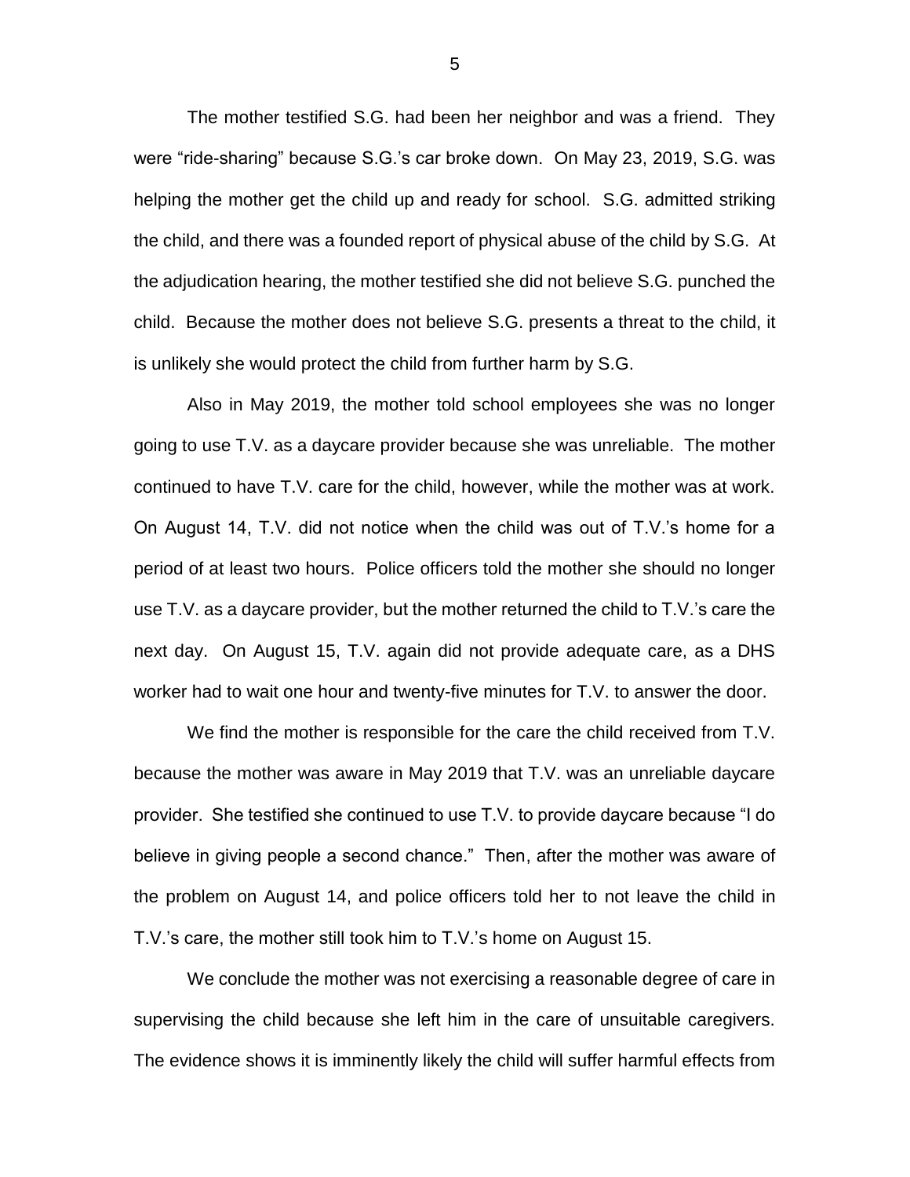The mother testified S.G. had been her neighbor and was a friend. They were "ride-sharing" because S.G.'s car broke down. On May 23, 2019, S.G. was helping the mother get the child up and ready for school. S.G. admitted striking the child, and there was a founded report of physical abuse of the child by S.G. At the adjudication hearing, the mother testified she did not believe S.G. punched the child. Because the mother does not believe S.G. presents a threat to the child, it is unlikely she would protect the child from further harm by S.G.

Also in May 2019, the mother told school employees she was no longer going to use T.V. as a daycare provider because she was unreliable. The mother continued to have T.V. care for the child, however, while the mother was at work. On August 14, T.V. did not notice when the child was out of T.V.'s home for a period of at least two hours. Police officers told the mother she should no longer use T.V. as a daycare provider, but the mother returned the child to T.V.'s care the next day. On August 15, T.V. again did not provide adequate care, as a DHS worker had to wait one hour and twenty-five minutes for T.V. to answer the door.

We find the mother is responsible for the care the child received from T.V. because the mother was aware in May 2019 that T.V. was an unreliable daycare provider. She testified she continued to use T.V. to provide daycare because "I do believe in giving people a second chance." Then, after the mother was aware of the problem on August 14, and police officers told her to not leave the child in T.V.'s care, the mother still took him to T.V.'s home on August 15.

We conclude the mother was not exercising a reasonable degree of care in supervising the child because she left him in the care of unsuitable caregivers. The evidence shows it is imminently likely the child will suffer harmful effects from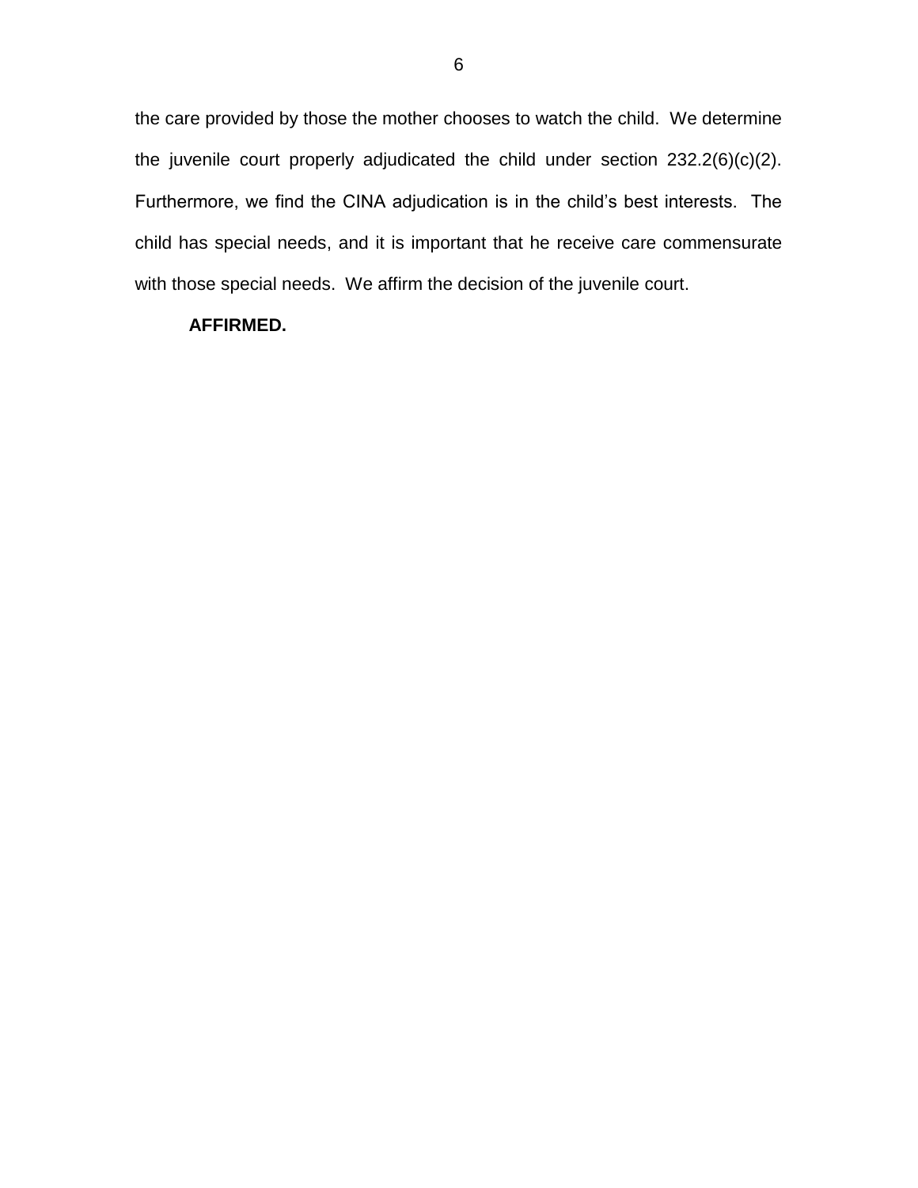the care provided by those the mother chooses to watch the child. We determine the juvenile court properly adjudicated the child under section 232.2(6)(c)(2). Furthermore, we find the CINA adjudication is in the child's best interests. The child has special needs, and it is important that he receive care commensurate with those special needs. We affirm the decision of the juvenile court.

**AFFIRMED.**